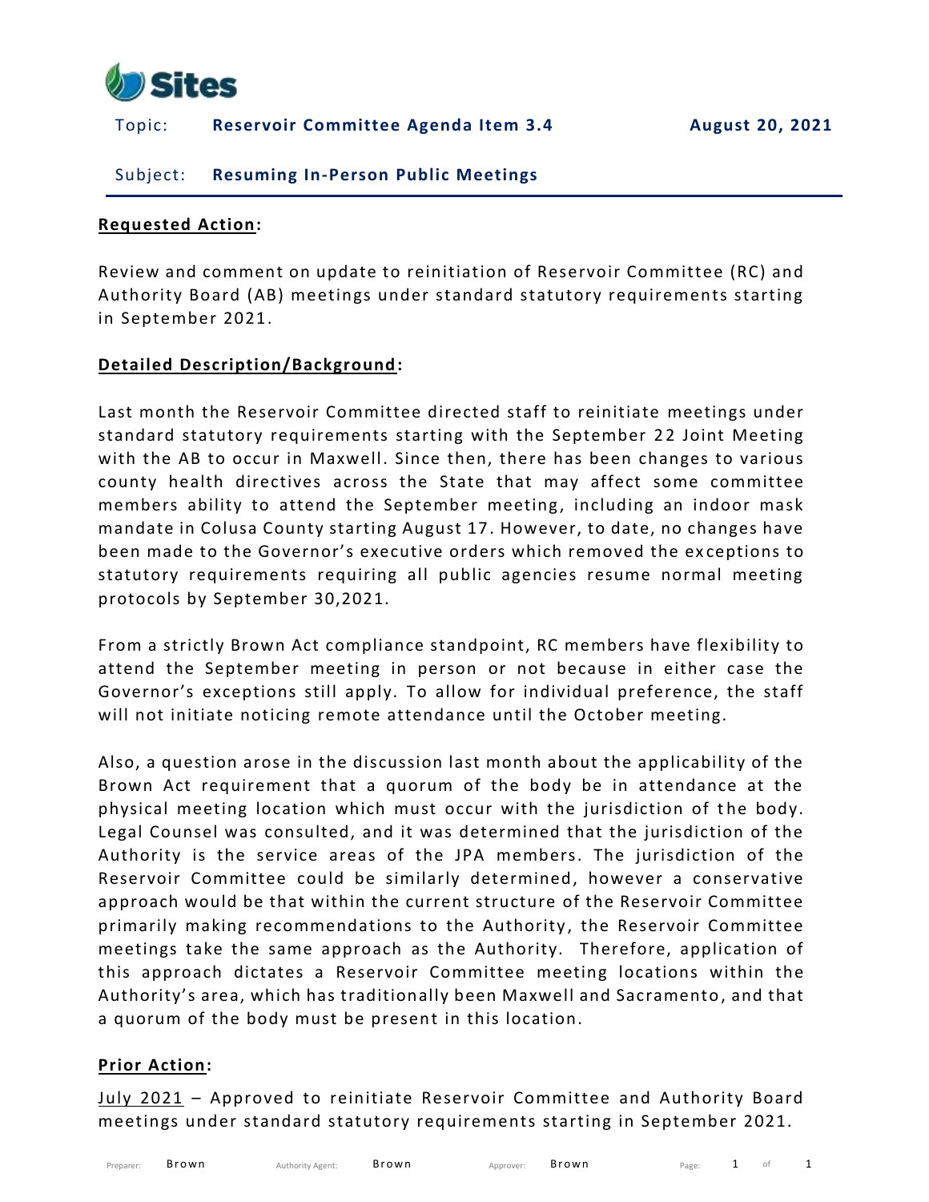Sites

Topic: **Reservoir Committee Agenda Item 3.4** **August 20, 2021**

Subject: **Resuming In-Person Public Meetings**

**Requested Action:**

Review and comment on update to reinitiation of Reservoir Committee (RC) and Authority Board (AB) meetings under standard statutory requirements starting in September 2021.

**Detailed Description/Background:**

Last month the Reservoir Committee directed staff to reinitiate meetings under standard statutory requirements starting with the September 22 Joint Meeting with the AB to occur in Maxwell. Since then, there has been changes to various county health directives across the State that may affect some committee members ability to attend the September meeting, including an indoor mask mandate in Colusa County starting August 17. However, to date, no changes have been made to the Governor's executive orders which removed the exceptions to statutory requirements requiring all public agencies resume normal meeting protocols by September 30,2021.

From a strictly Brown Act compliance standpoint, RC members have flexibility to attend the September meeting in person or not because in either case the Governor's exceptions still apply. To allow for individual preference, the staff will not initiate noticing remote attendance until the October meeting.

Also, a question arose in the discussion last month about the applicability of the Brown Act requirement that a quorum of the body be in attendance at the physical meeting location which must occur with the jurisdiction of the body. Legal Counsel was consulted, and it was determined that the jurisdiction of the Authority is the service areas of the JPA members. The jurisdiction of the Reservoir Committee could be similarly determined, however a conservative approach would be that within the current structure of the Reservoir Committee primarily making recommendations to the Authority, the Reservoir Committee meetings take the same approach as the Authority. Therefore, application of this approach dictates a Reservoir Committee meeting locations within the Authority's area, which has traditionally been Maxwell and Sacramento, and that a quorum of the body must be present in this location.

**Prior Action:**

July 2021 – Approved to reinitiate Reservoir Committee and Authority Board meetings under standard statutory requirements starting in September 2021.

Preparer: Brown Authority Agent: Brown Approver: Brown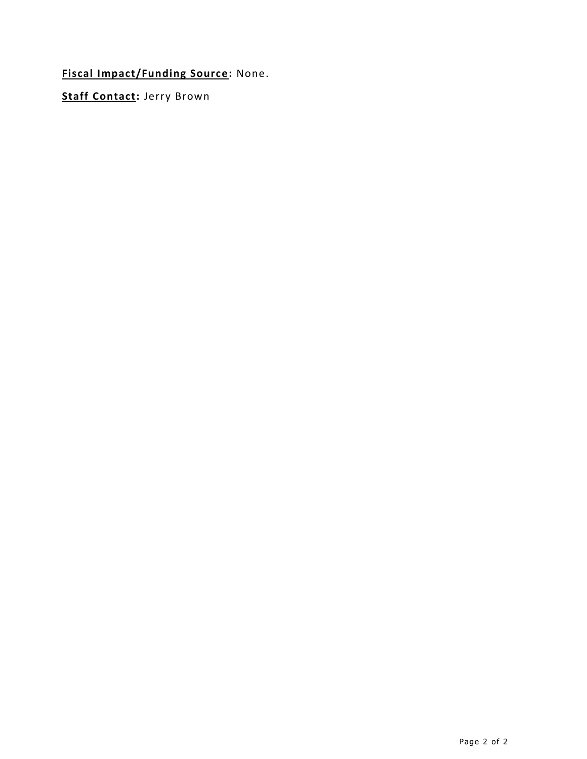**Fiscal Impact/Funding Source:** None.

**Staff Contact:** Jerry Brown